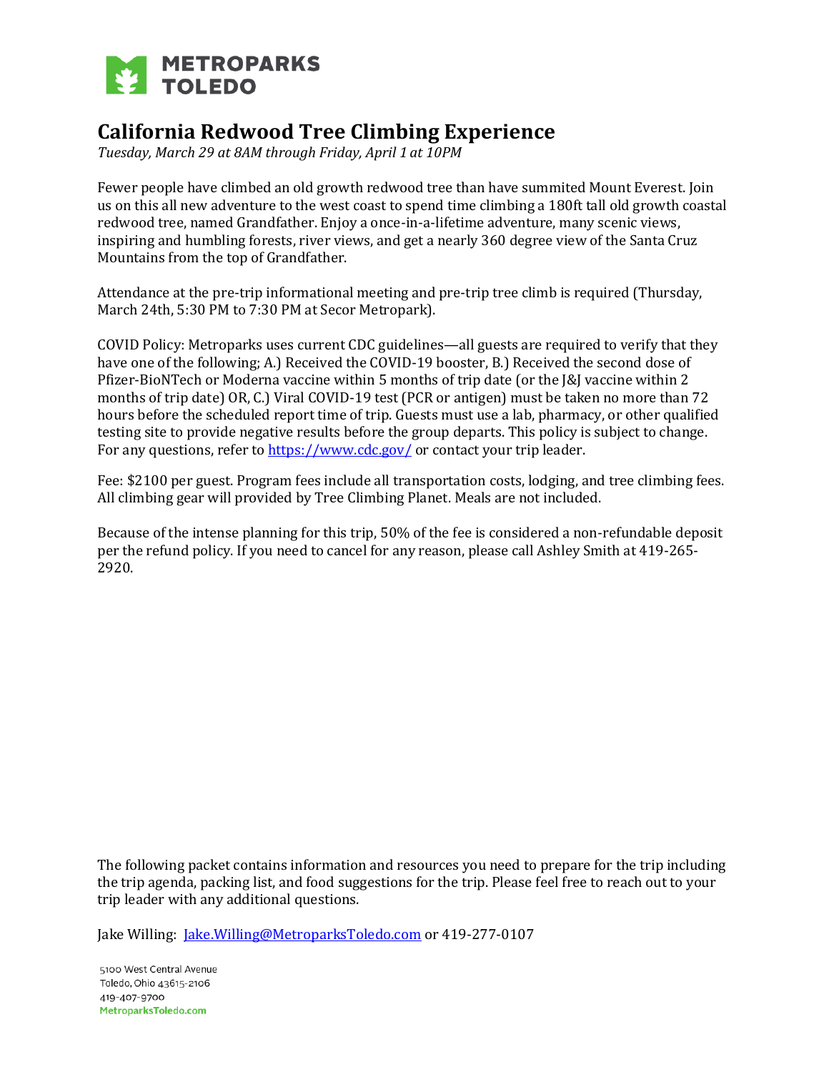METROPARKS TOLEDO

# California Redwood Tree Climbing Experience

*Tuesday, March 29 at 8AM through Friday, April 1 at 10PM*

Fewer people have climbed an old growth redwood tree than have summited Mount Everest. Join us on this all new adventure to the west coast to spend time climbing a 180ft tall old growth coastal redwood tree, named Grandfather. Enjoy a once-in-a-lifetime adventure, many scenic views, inspiring and humbling forests, river views, and get a nearly 360 degree view of the Santa Cruz Mountains from the top of Grandfather.

Attendance at the pre-trip informational meeting and pre-trip tree climb is required (Thursday, March 24th, 5:30 PM to 7:30 PM at Secor Metropark).

COVID Policy: Metroparks uses current CDC guidelines—all guests are required to verify that they have one of the following; A.) Received the COVID-19 booster, B.) Received the second dose of Pfizer-BioNTech or Moderna vaccine within 5 months of trip date (or the J&J vaccine within 2 months of trip date) OR, C.) Viral COVID-19 test (PCR or antigen) must be taken no more than 72 hours before the scheduled report time of trip. Guests must use a lab, pharmacy, or other qualified testing site to provide negative results before the group departs. This policy is subject to change. For any questions, refer to [https://www.cdc.gov/](https://www.cdc.gov/) or contact your trip leader.

Fee: $2100 per guest. Program fees include all transportation costs, lodging, and tree climbing fees. All climbing gear will provided by Tree Climbing Planet. Meals are not included.

Because of the intense planning for this trip, 50% of the fee is considered a non-refundable deposit per the refund policy. If you need to cancel for any reason, please call Ashley Smith at 419-265-2920.

The following packet contains information and resources you need to prepare for the trip including the trip agenda, packing list, and food suggestions for the trip. Please feel free to reach out to your trip leader with any additional questions.

Jake Willing: [Jake.Willing@MetroparksToledo.com](mailto:Jake.Willing@MetroparksToledo.com) or 419-277-0107

5100 West Central Avenue
Toledo, Ohio 43615-2106
419-407-9700
MetroparksToledo.com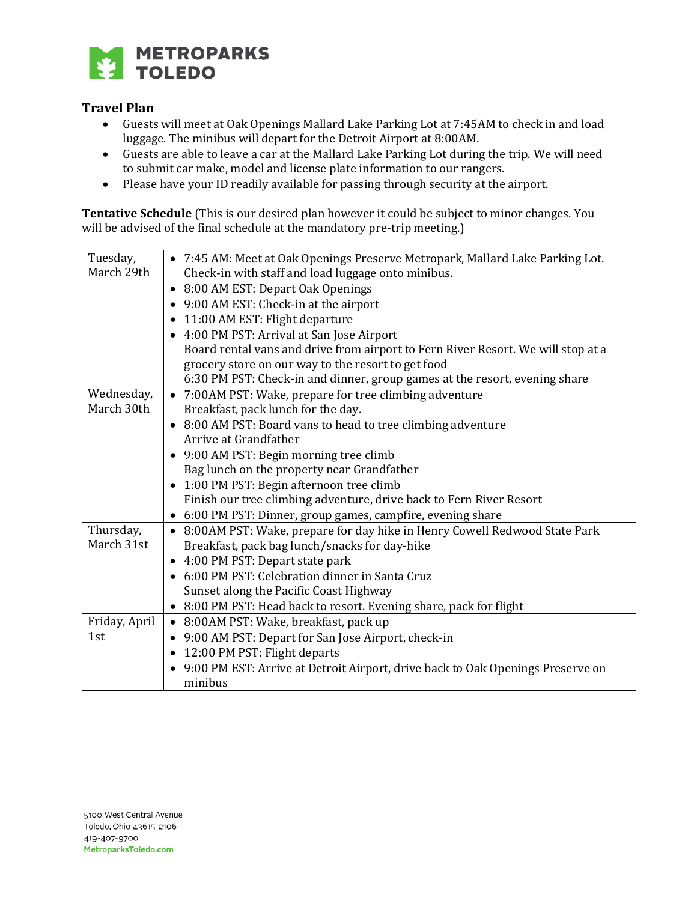**METROPARKS TOLEDO**

### Travel Plan

- Guests will meet at Oak Openings Mallard Lake Parking Lot at 7:45AM to check in and load luggage. The minibus will depart for the Detroit Airport at 8:00AM.
- Guests are able to leave a car at the Mallard Lake Parking Lot during the trip. We will need to submit car make, model and license plate information to our rangers.
- Please have your ID readily available for passing through security at the airport.

**Tentative Schedule** (This is our desired plan however it could be subject to minor changes. You will be advised of the final schedule at the mandatory pre-trip meeting.)

| | |
|---|---|
| Tuesday, March 29th | • 7:45 AM: Meet at Oak Openings Preserve Metropark, Mallard Lake Parking Lot. Check-in with staff and load luggage onto minibus.<br>• 8:00 AM EST: Depart Oak Openings<br>• 9:00 AM EST: Check-in at the airport<br>• 11:00 AM EST: Flight departure<br>• 4:00 PM PST: Arrival at San Jose Airport<br>Board rental vans and drive from airport to Fern River Resort. We will stop at a grocery store on our way to the resort to get food<br>6:30 PM PST: Check-in and dinner, group games at the resort, evening share |
| Wednesday, March 30th | • 7:00AM PST: Wake, prepare for tree climbing adventure<br>Breakfast, pack lunch for the day.<br>• 8:00 AM PST: Board vans to head to tree climbing adventure<br>Arrive at Grandfather<br>• 9:00 AM PST: Begin morning tree climb<br>Bag lunch on the property near Grandfather<br>• 1:00 PM PST: Begin afternoon tree climb<br>Finish our tree climbing adventure, drive back to Fern River Resort<br>• 6:00 PM PST: Dinner, group games, campfire, evening share |
| Thursday, March 31st | • 8:00AM PST: Wake, prepare for day hike in Henry Cowell Redwood State Park<br>Breakfast, pack bag lunch/snacks for day-hike<br>• 4:00 PM PST: Depart state park<br>• 6:00 PM PST: Celebration dinner in Santa Cruz<br>Sunset along the Pacific Coast Highway<br>• 8:00 PM PST: Head back to resort. Evening share, pack for flight |
| Friday, April 1st | • 8:00AM PST: Wake, breakfast, pack up<br>• 9:00 AM PST: Depart for San Jose Airport, check-in<br>• 12:00 PM PST: Flight departs<br>• 9:00 PM EST: Arrive at Detroit Airport, drive back to Oak Openings Preserve on minibus |

5100 West Central Avenue
Toledo, Ohio 43615-2106
419-407-9700
MetroparksToledo.com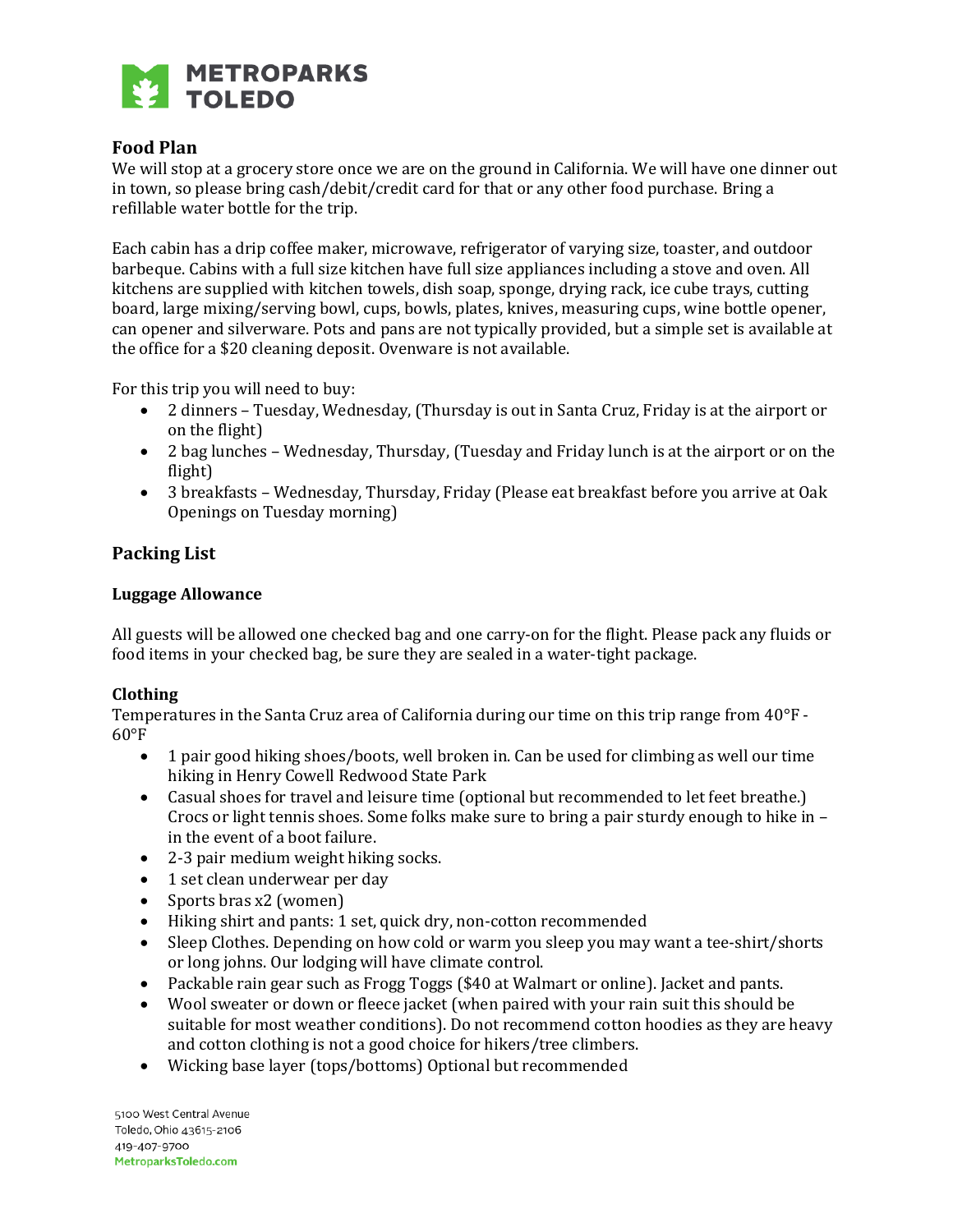## Food Plan

We will stop at a grocery store once we are on the ground in California. We will have one dinner out in town, so please bring cash/debit/credit card for that or any other food purchase. Bring a refillable water bottle for the trip.

Each cabin has a drip coffee maker, microwave, refrigerator of varying size, toaster, and outdoor barbeque. Cabins with a full size kitchen have full size appliances including a stove and oven. All kitchens are supplied with kitchen towels, dish soap, sponge, drying rack, ice cube trays, cutting board, large mixing/serving bowl, cups, bowls, plates, knives, measuring cups, wine bottle opener, can opener and silverware. Pots and pans are not typically provided, but a simple set is available at the office for a $20 cleaning deposit. Ovenware is not available.

For this trip you will need to buy:

- 2 dinners – Tuesday, Wednesday, (Thursday is out in Santa Cruz, Friday is at the airport or on the flight)
- 2 bag lunches – Wednesday, Thursday, (Tuesday and Friday lunch is at the airport or on the flight)
- 3 breakfasts – Wednesday, Thursday, Friday (Please eat breakfast before you arrive at Oak Openings on Tuesday morning)

## Packing List

### Luggage Allowance

All guests will be allowed one checked bag and one carry-on for the flight. Please pack any fluids or food items in your checked bag, be sure they are sealed in a water-tight package.

### Clothing

Temperatures in the Santa Cruz area of California during our time on this trip range from 40°F - 60°F

- 1 pair good hiking shoes/boots, well broken in. Can be used for climbing as well our time hiking in Henry Cowell Redwood State Park
- Casual shoes for travel and leisure time (optional but recommended to let feet breathe.) Crocs or light tennis shoes. Some folks make sure to bring a pair sturdy enough to hike in – in the event of a boot failure.
- 2-3 pair medium weight hiking socks.
- 1 set clean underwear per day
- Sports bras x2 (women)
- Hiking shirt and pants: 1 set, quick dry, non-cotton recommended
- Sleep Clothes. Depending on how cold or warm you sleep you may want a tee-shirt/shorts or long johns. Our lodging will have climate control.
- Packable rain gear such as Frogg Toggs ($40 at Walmart or online). Jacket and pants.
- Wool sweater or down or fleece jacket (when paired with your rain suit this should be suitable for most weather conditions). Do not recommend cotton hoodies as they are heavy and cotton clothing is not a good choice for hikers/tree climbers.
- Wicking base layer (tops/bottoms) Optional but recommended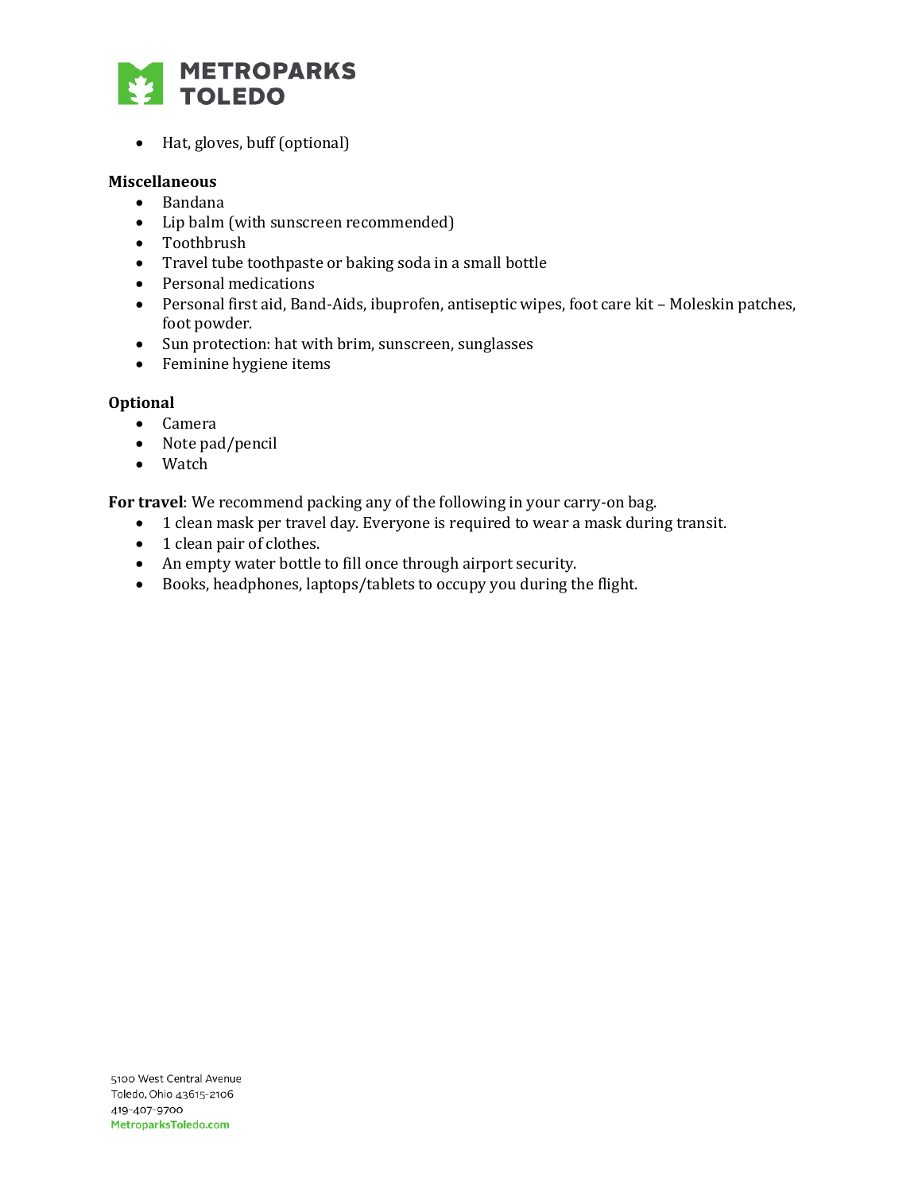- Hat, gloves, buff (optional)

**Miscellaneous**

- Bandana
- Lip balm (with sunscreen recommended)
- Toothbrush
- Travel tube toothpaste or baking soda in a small bottle
- Personal medications
- Personal first aid, Band-Aids, ibuprofen, antiseptic wipes, foot care kit – Moleskin patches, foot powder.
- Sun protection: hat with brim, sunscreen, sunglasses
- Feminine hygiene items

**Optional**

- Camera
- Note pad/pencil
- Watch

**For travel**: We recommend packing any of the following in your carry-on bag.

- 1 clean mask per travel day. Everyone is required to wear a mask during transit.
- 1 clean pair of clothes.
- An empty water bottle to fill once through airport security.
- Books, headphones, laptops/tablets to occupy you during the flight.